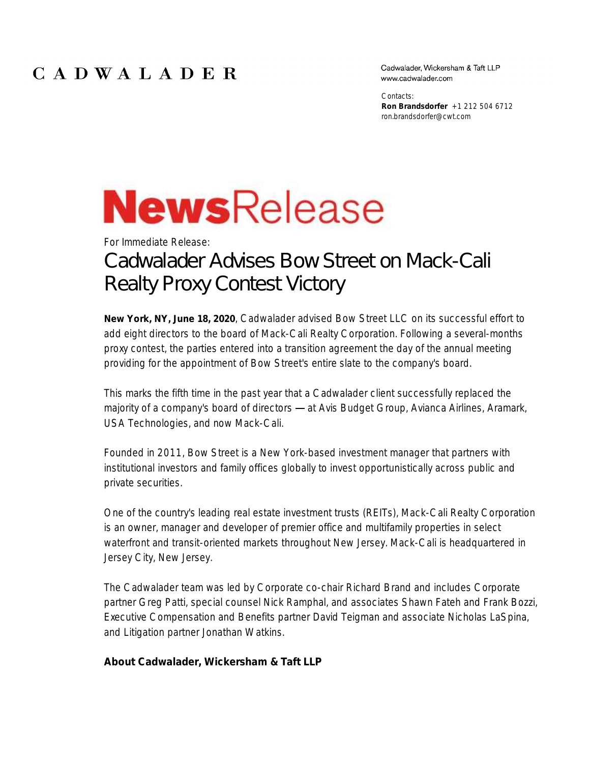CADWALADER

Cadwalader, Wickersham & Taft LLP
www.cadwalader.com

Contacts:
**Ron Brandsdorfer** +1 212 504 6712
ron.brandsdorfer@cwt.com

# NewsRelease

For Immediate Release:

## Cadwalader Advises Bow Street on Mack-Cali Realty Proxy Contest Victory

**New York, NY, June 18, 2020**, Cadwalader advised Bow Street LLC on its successful effort to add eight directors to the board of Mack-Cali Realty Corporation. Following a several-months proxy contest, the parties entered into a transition agreement the day of the annual meeting providing for the appointment of Bow Street's entire slate to the company's board.

This marks the fifth time in the past year that a Cadwalader client successfully replaced the majority of a company's board of directors — at Avis Budget Group, Avianca Airlines, Aramark, USA Technologies, and now Mack-Cali.

Founded in 2011, Bow Street is a New York-based investment manager that partners with institutional investors and family offices globally to invest opportunistically across public and private securities.

One of the country's leading real estate investment trusts (REITs), Mack-Cali Realty Corporation is an owner, manager and developer of premier office and multifamily properties in select waterfront and transit-oriented markets throughout New Jersey. Mack-Cali is headquartered in Jersey City, New Jersey.

The Cadwalader team was led by Corporate co-chair Richard Brand and includes Corporate partner Greg Patti, special counsel Nick Ramphal, and associates Shawn Fateh and Frank Bozzi, Executive Compensation and Benefits partner David Teigman and associate Nicholas LaSpina, and Litigation partner Jonathan Watkins.

**About Cadwalader, Wickersham & Taft LLP**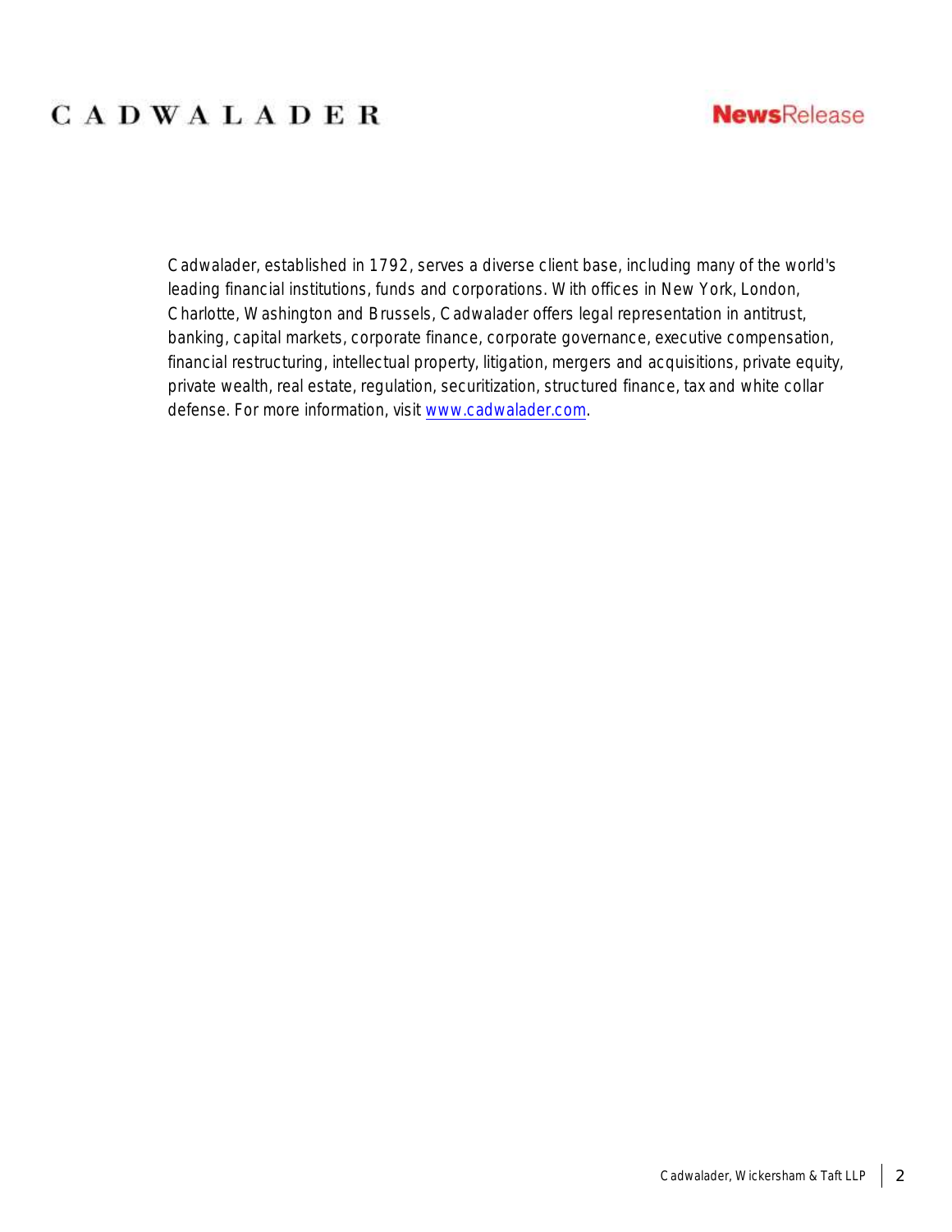Cadwalader, established in 1792, serves a diverse client base, including many of the world's leading financial institutions, funds and corporations. With offices in New York, London, Charlotte, Washington and Brussels, Cadwalader offers legal representation in antitrust, banking, capital markets, corporate finance, corporate governance, executive compensation, financial restructuring, intellectual property, litigation, mergers and acquisitions, private equity, private wealth, real estate, regulation, securitization, structured finance, tax and white collar defense. For more information, visit [www.cadwalader.com](http://www.cadwalader.com).